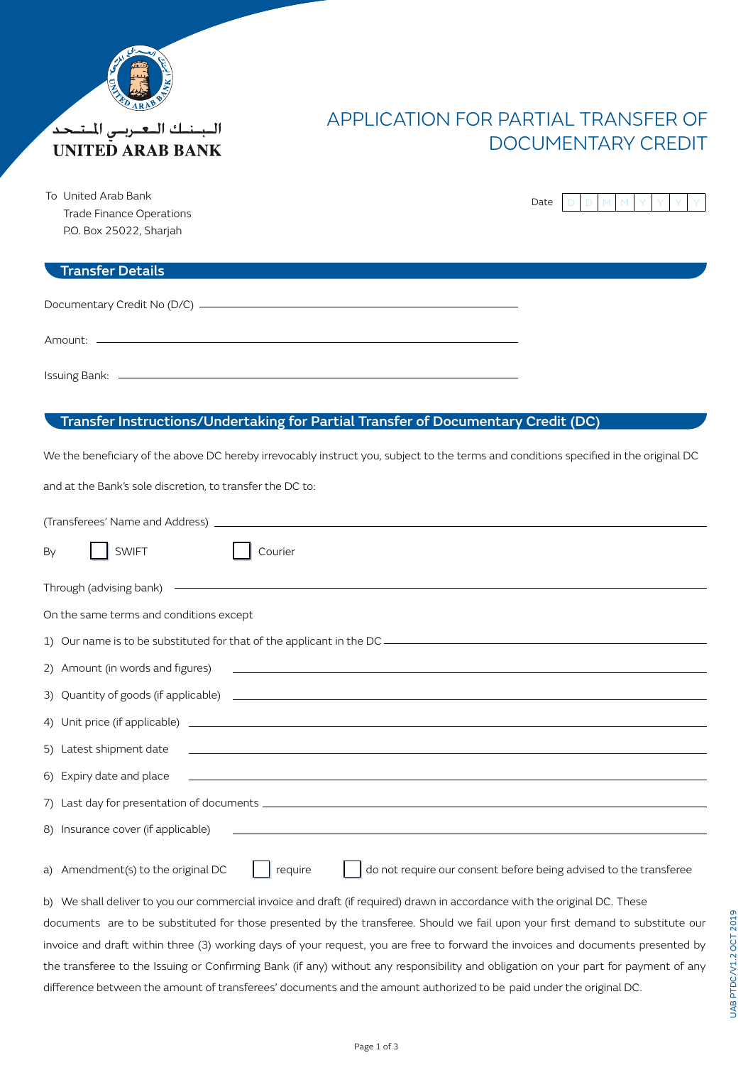البـنـك الـعـربـي المـتـحـد
UNITED ARAB BANK

# APPLICATION FOR PARTIAL TRANSFER OF DOCUMENTARY CREDIT

To United Arab Bank
Trade Finance Operations
P.O. Box 25022, Sharjah

Date D D M M Y Y Y Y

## Transfer Details

Documentary Credit No (D/C) \_\_\_\_\_\_\_\_\_\_\_\_\_\_\_\_\_\_\_\_\_\_\_\_\_\_\_\_\_\_

Amount: \_\_\_\_\_\_\_\_\_\_\_\_\_\_\_\_\_\_\_\_\_\_\_\_\_\_\_\_\_\_

Issuing Bank: \_\_\_\_\_\_\_\_\_\_\_\_\_\_\_\_\_\_\_\_\_\_\_\_\_\_\_\_\_\_

## Transfer Instructions/Undertaking for Partial Transfer of Documentary Credit (DC)

We the beneficiary of the above DC hereby irrevocably instruct you, subject to the terms and conditions specified in the original DC and at the Bank's sole discretion, to transfer the DC to:

(Transferees' Name and Address) \_\_\_\_\_\_\_\_\_\_\_\_\_\_\_\_\_\_\_\_\_\_\_\_\_\_\_\_\_\_

By ☐ SWIFT ☐ Courier

Through (advising bank) \_\_\_\_\_\_\_\_\_\_\_\_\_\_\_\_\_\_\_\_\_\_\_\_\_\_\_\_\_\_

On the same terms and conditions except

1) Our name is to be substituted for that of the applicant in the DC \_\_\_\_\_\_\_\_\_\_\_\_\_\_\_\_\_\_\_\_\_\_\_\_\_\_\_\_\_\_
2) Amount (in words and figures) \_\_\_\_\_\_\_\_\_\_\_\_\_\_\_\_\_\_\_\_\_\_\_\_\_\_\_\_\_\_
3) Quantity of goods (if applicable) \_\_\_\_\_\_\_\_\_\_\_\_\_\_\_\_\_\_\_\_\_\_\_\_\_\_\_\_\_\_
4) Unit price (if applicable) \_\_\_\_\_\_\_\_\_\_\_\_\_\_\_\_\_\_\_\_\_\_\_\_\_\_\_\_\_\_
5) Latest shipment date \_\_\_\_\_\_\_\_\_\_\_\_\_\_\_\_\_\_\_\_\_\_\_\_\_\_\_\_\_\_
6) Expiry date and place \_\_\_\_\_\_\_\_\_\_\_\_\_\_\_\_\_\_\_\_\_\_\_\_\_\_\_\_\_\_
7) Last day for presentation of documents \_\_\_\_\_\_\_\_\_\_\_\_\_\_\_\_\_\_\_\_\_\_\_\_\_\_\_\_\_\_
8) Insurance cover (if applicable) \_\_\_\_\_\_\_\_\_\_\_\_\_\_\_\_\_\_\_\_\_\_\_\_\_\_\_\_\_\_

a) Amendment(s) to the original DC ☐ require ☐ do not require our consent before being advised to the transferee

b) We shall deliver to you our commercial invoice and draft (if required) drawn in accordance with the original DC. These documents are to be substituted for those presented by the transferee. Should we fail upon your first demand to substitute our invoice and draft within three (3) working days of your request, you are free to forward the invoices and documents presented by the transferee to the Issuing or Confirming Bank (if any) without any responsibility and obligation on your part for payment of any difference between the amount of transferees' documents and the amount authorized to be paid under the original DC.

UAB PTDC/V1.2 OCT 2019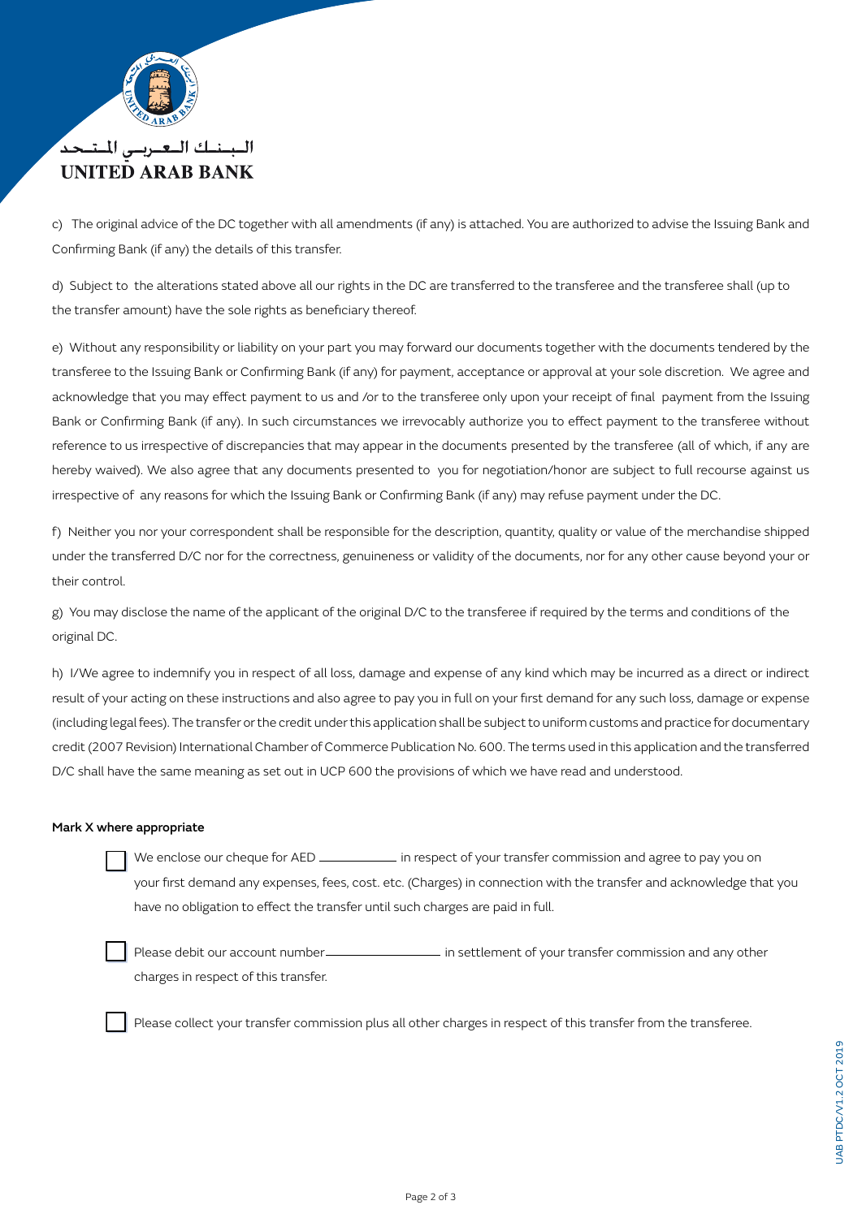c) The original advice of the DC together with all amendments (if any) is attached. You are authorized to advise the Issuing Bank and Confirming Bank (if any) the details of this transfer.

d) Subject to the alterations stated above all our rights in the DC are transferred to the transferee and the transferee shall (up to the transfer amount) have the sole rights as beneficiary thereof.

e) Without any responsibility or liability on your part you may forward our documents together with the documents tendered by the transferee to the Issuing Bank or Confirming Bank (if any) for payment, acceptance or approval at your sole discretion. We agree and acknowledge that you may effect payment to us and /or to the transferee only upon your receipt of final payment from the Issuing Bank or Confirming Bank (if any). In such circumstances we irrevocably authorize you to effect payment to the transferee without reference to us irrespective of discrepancies that may appear in the documents presented by the transferee (all of which, if any are hereby waived). We also agree that any documents presented to you for negotiation/honor are subject to full recourse against us irrespective of any reasons for which the Issuing Bank or Confirming Bank (if any) may refuse payment under the DC.

f) Neither you nor your correspondent shall be responsible for the description, quantity, quality or value of the merchandise shipped under the transferred D/C nor for the correctness, genuineness or validity of the documents, nor for any other cause beyond your or their control.

g) You may disclose the name of the applicant of the original D/C to the transferee if required by the terms and conditions of the original DC.

h) I/We agree to indemnify you in respect of all loss, damage and expense of any kind which may be incurred as a direct or indirect result of your acting on these instructions and also agree to pay you in full on your first demand for any such loss, damage or expense (including legal fees). The transfer or the credit under this application shall be subject to uniform customs and practice for documentary credit (2007 Revision) International Chamber of Commerce Publication No. 600. The terms used in this application and the transferred D/C shall have the same meaning as set out in UCP 600 the provisions of which we have read and understood.

**Mark X where appropriate**

- ☐ We enclose our cheque for AED __________ in respect of your transfer commission and agree to pay you on your first demand any expenses, fees, cost. etc. (Charges) in connection with the transfer and acknowledge that you have no obligation to effect the transfer until such charges are paid in full.

- ☐ Please debit our account number______________ in settlement of your transfer commission and any other charges in respect of this transfer.

- ☐ Please collect your transfer commission plus all other charges in respect of this transfer from the transferee.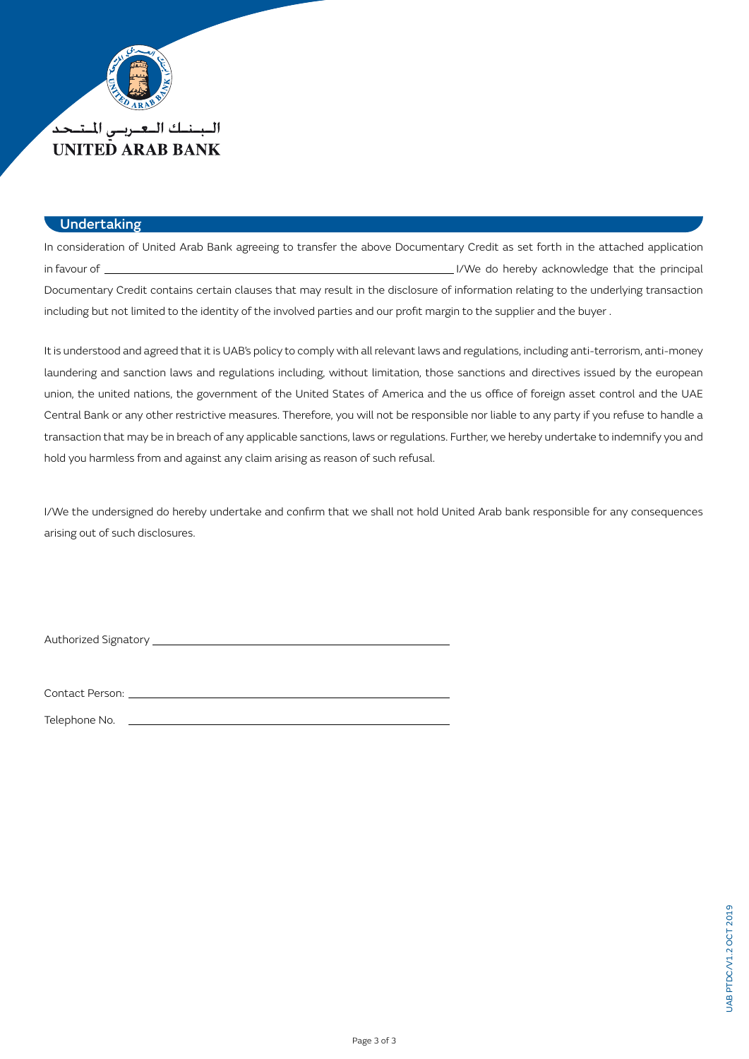البـنـك الـعـربــي المـتـحـد
UNITED ARAB BANK

## Undertaking

In consideration of United Arab Bank agreeing to transfer the above Documentary Credit as set forth in the attached application in favour of ______________________________ I/We do hereby acknowledge that the principal Documentary Credit contains certain clauses that may result in the disclosure of information relating to the underlying transaction including but not limited to the identity of the involved parties and our profit margin to the supplier and the buyer .

It is understood and agreed that it is UAB's policy to comply with all relevant laws and regulations, including anti-terrorism, anti-money laundering and sanction laws and regulations including, without limitation, those sanctions and directives issued by the european union, the united nations, the government of the United States of America and the us office of foreign asset control and the UAE Central Bank or any other restrictive measures. Therefore, you will not be responsible nor liable to any party if you refuse to handle a transaction that may be in breach of any applicable sanctions, laws or regulations. Further, we hereby undertake to indemnify you and hold you harmless from and against any claim arising as reason of such refusal.

I/We the undersigned do hereby undertake and confirm that we shall not hold United Arab bank responsible for any consequences arising out of such disclosures.

Authorized Signatory ______________________________

Contact Person: ______________________________

Telephone No. ______________________________

UAB PTDC/V1.2 OCT 2019